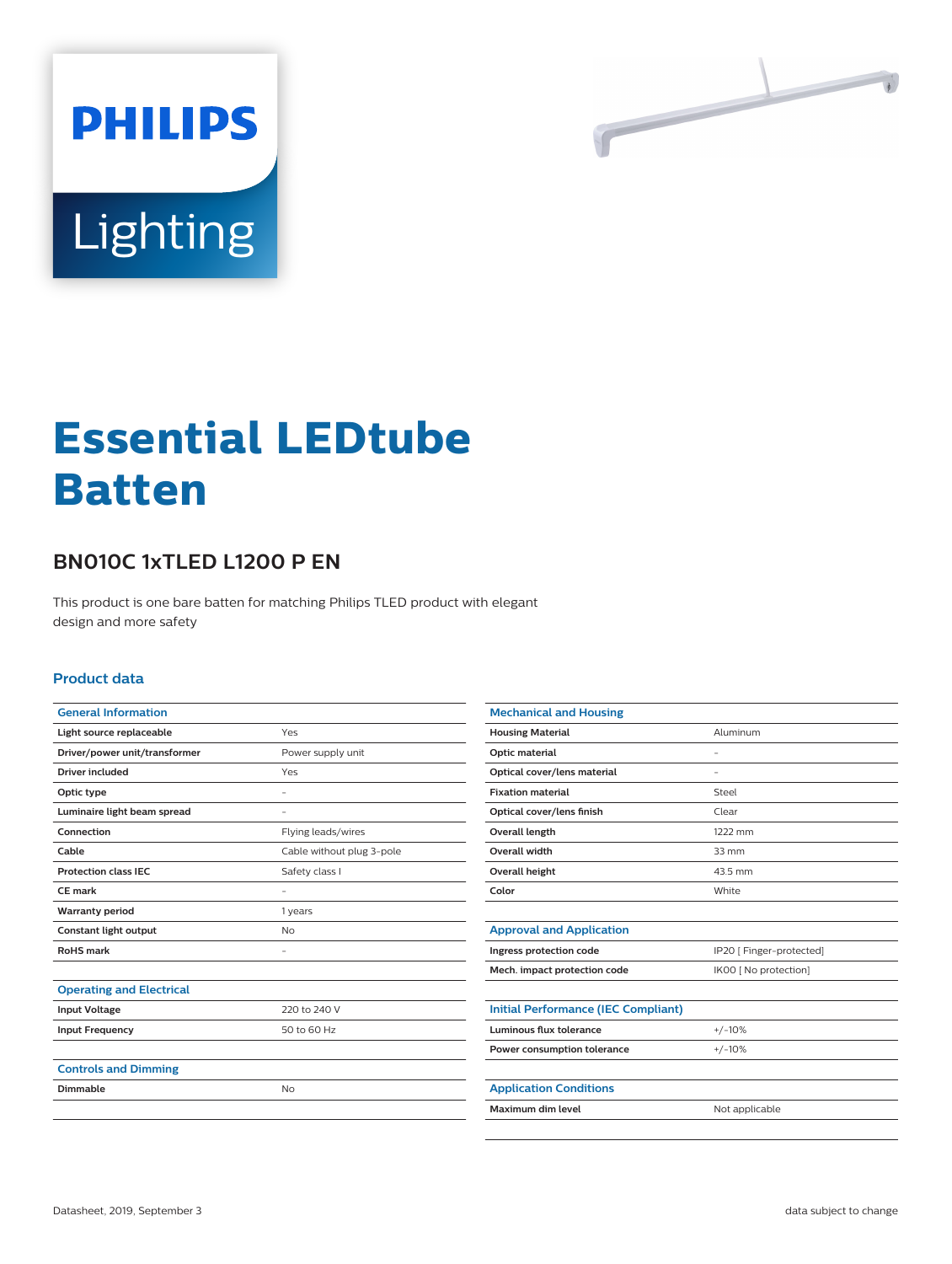# Essential LEDtube Batten

## BN010C 1xTLED L1200 P EN

This product is one bare batten for matching Philips TLED product with elegant design and more safety

### Product data

| General Information | |
|---|---|
| Light source replaceable | Yes |
| Driver/power unit/transformer | Power supply unit |
| Driver included | Yes |
| Optic type | - |
| Luminaire light beam spread | - |
| Connection | Flying leads/wires |
| Cable | Cable without plug 3-pole |
| Protection class IEC | Safety class I |
| CE mark | - |
| Warranty period | 1 years |
| Constant light output | No |
| RoHS mark | - |

| Operating and Electrical | |
|---|---|
| Input Voltage | 220 to 240 V |
| Input Frequency | 50 to 60 Hz |

| Controls and Dimming | |
|---|---|
| Dimmable | No |

| Mechanical and Housing | |
|---|---|
| Housing Material | Aluminum |
| Optic material | - |
| Optical cover/lens material | - |
| Fixation material | Steel |
| Optical cover/lens finish | Clear |
| Overall length | 1222 mm |
| Overall width | 33 mm |
| Overall height | 43.5 mm |
| Color | White |

| Approval and Application | |
|---|---|
| Ingress protection code | IP20 [ Finger-protected] |
| Mech. impact protection code | IK00 [ No protection] |

| Initial Performance (IEC Compliant) | |
|---|---|
| Luminous flux tolerance | +/-10% |
| Power consumption tolerance | +/-10% |

| Application Conditions | |
|---|---|
| Maximum dim level | Not applicable |

Datasheet, 2019, September 3 data subject to change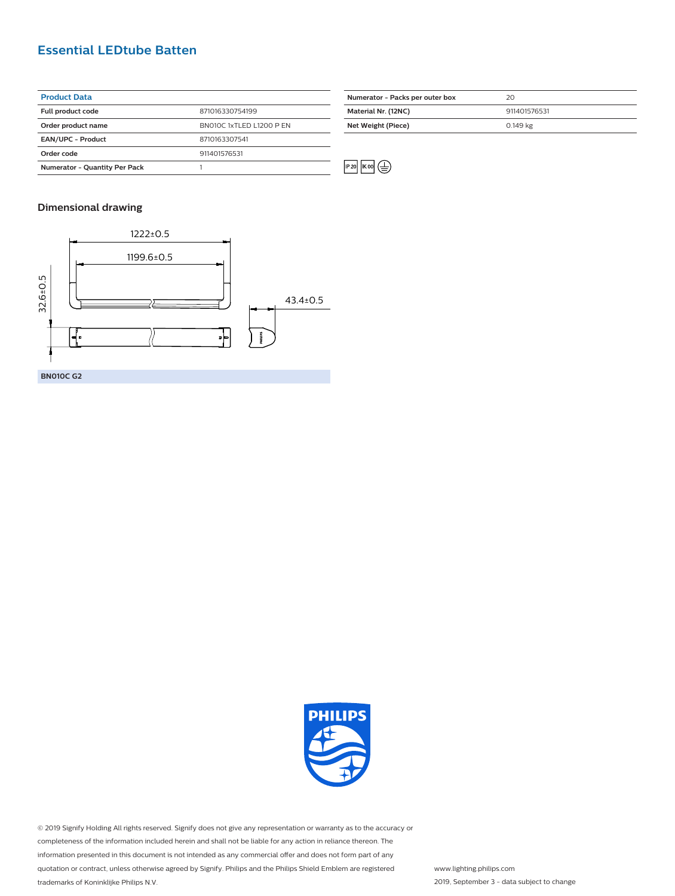## Essential LEDtube Batten

| Product Data | |
|---|---|
| Full product code | 871016330754199 |
| Order product name | BN010C 1xTLED L1200 P EN |
| EAN/UPC - Product | 8710163307541 |
| Order code | 911401576531 |
| Numerator - Quantity Per Pack | 1 |

| | |
|---|---|
| Numerator - Packs per outer box | 20 |
| Material Nr. (12NC) | 911401576531 |
| Net Weight (Piece) | 0.149 kg |

IP 20 IK 00

### Dimensional drawing

1222±0.5

1199.6±0.5

32.6±0.5

43.4±0.5

BN010C G2

© 2019 Signify Holding All rights reserved. Signify does not give any representation or warranty as to the accuracy or completeness of the information included herein and shall not be liable for any action in reliance thereon. The information presented in this document is not intended as any commercial offer and does not form part of any quotation or contract, unless otherwise agreed by Signify. Philips and the Philips Shield Emblem are registered trademarks of Koninklijke Philips N.V.

www.lighting.philips.com

2019, September 3 - data subject to change